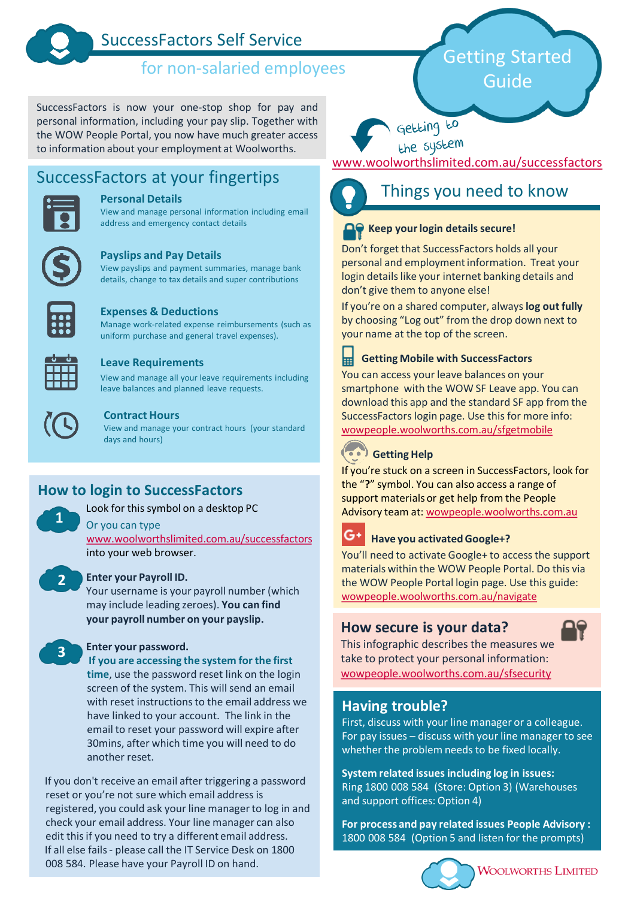# SuccessFactors Self Service

## for non-salaried employees

**Getting Started Guide**

SuccessFactors is now your one-stop shop for pay and personal information, including your pay slip. Together with the WOW People Portal, you now have much greater access to information about your employment at Woolworths.

## SuccessFactors at your fingertips

**Personal Details**
View and manage personal information including email address and emergency contact details

**Payslips and Pay Details**
View payslips and payment summaries, manage bank details, change to tax details and super contributions

**Expenses & Deductions**
Manage work-related expense reimbursements (such as uniform purchase and general travel expenses).

**Leave Requirements**
View and manage all your leave requirements including leave balances and planned leave requests.

**Contract Hours**
View and manage your contract hours (your standard days and hours)

## How to login to SuccessFactors

1. Look for this symbol on a desktop PC
   Or you can type
   www.woolworthslimited.com.au/successfactors
   into your web browser.

2. **Enter your Payroll ID.**
   Your username is your payroll number (which may include leading zeroes). **You can find your payroll number on your payslip.**

3. **Enter your password.**
   **If you are accessing the system for the first time**, use the password reset link on the login screen of the system. This will send an email with reset instructions to the email address we have linked to your account. The link in the email to reset your password will expire after 30mins, after which time you will need to do another reset.

If you don't receive an email after triggering a password reset or you're not sure which email address is registered, you could ask your line manager to log in and check your email address. Your line manager can also edit this if you need to try a different email address. If all else fails - please call the IT Service Desk on 1800 008 584. Please have your Payroll ID on hand.

Getting to the system
www.woolworthslimited.com.au/successfactors

## Things you need to know

**Keep your login details secure!**

Don't forget that SuccessFactors holds all your personal and employment information. Treat your login details like your internet banking details and don't give them to anyone else!

If you're on a shared computer, always **log out fully** by choosing "Log out" from the drop down next to your name at the top of the screen.

**Getting Mobile with SuccessFactors**

You can access your leave balances on your smartphone with the WOW SF Leave app. You can download this app and the standard SF app from the SuccessFactors login page. Use this for more info: wowpeople.woolworths.com.au/sfgetmobile

**Getting Help**

If you're stuck on a screen in SuccessFactors, look for the "**?**" symbol. You can also access a range of support materials or get help from the People Advisory team at: wowpeople.woolworths.com.au

**Have you activated Google+?**

You'll need to activate Google+ to access the support materials within the WOW People Portal. Do this via the WOW People Portal login page. Use this guide: wowpeople.woolworths.com.au/navigate

## How secure is your data?

This infographic describes the measures we take to protect your personal information: wowpeople.woolworths.com.au/sfsecurity

## Having trouble?

First, discuss with your line manager or a colleague. For pay issues – discuss with your line manager to see whether the problem needs to be fixed locally.

**System related issues including log in issues:**
Ring 1800 008 584 (Store: Option 3) (Warehouses and support offices: Option 4)

**For process and pay related issues People Advisory :**
1800 008 584 (Option 5 and listen for the prompts)

Woolworths Limited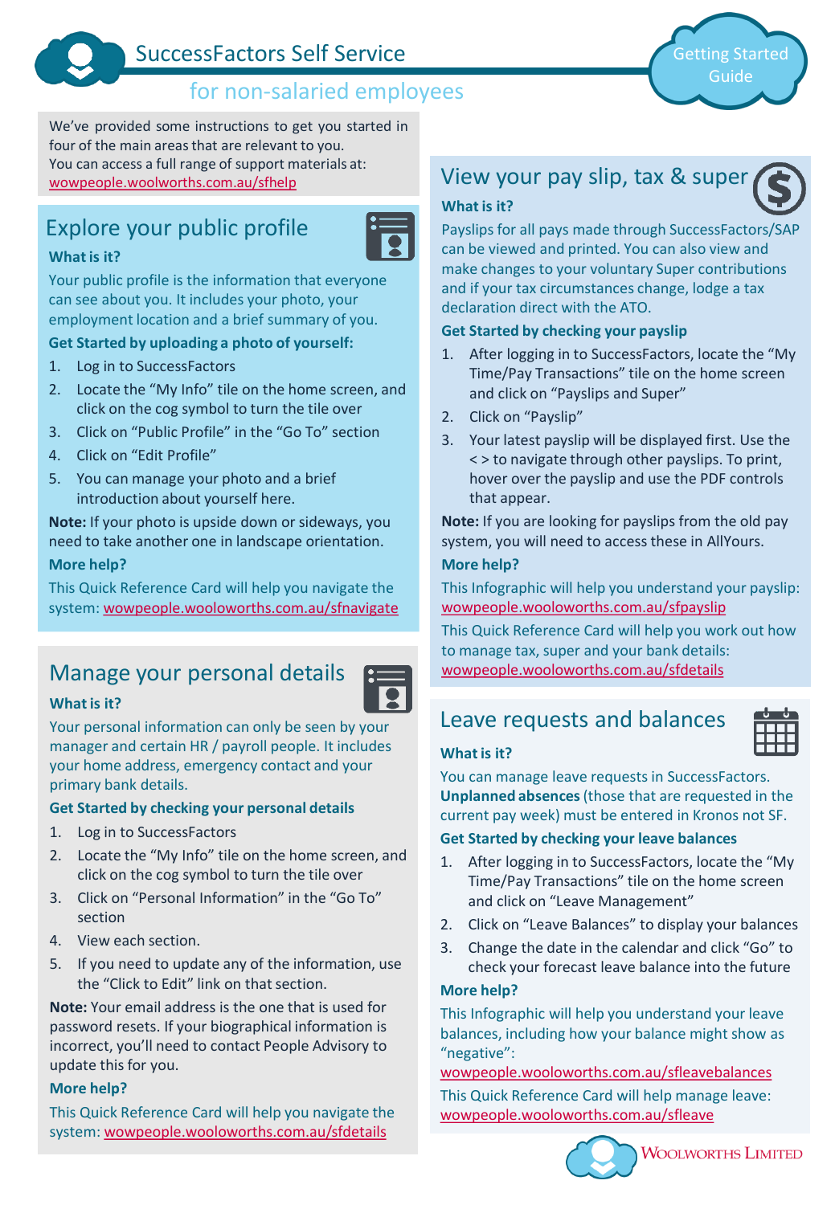# SuccessFactors Self Service

## for non-salaried employees

Getting Started Guide

We've provided some instructions to get you started in four of the main areas that are relevant to you.
You can access a full range of support materials at:
wowpeople.woolworths.com.au/sfhelp

## Explore your public profile

**What is it?**

Your public profile is the information that everyone can see about you. It includes your photo, your employment location and a brief summary of you.

**Get Started by uploading a photo of yourself:**

1. Log in to SuccessFactors
2. Locate the "My Info" tile on the home screen, and click on the cog symbol to turn the tile over
3. Click on "Public Profile" in the "Go To" section
4. Click on "Edit Profile"
5. You can manage your photo and a brief introduction about yourself here.

**Note:** If your photo is upside down or sideways, you need to take another one in landscape orientation.

**More help?**

This Quick Reference Card will help you navigate the system: wowpeople.wooloworths.com.au/sfnavigate

## Manage your personal details

**What is it?**

Your personal information can only be seen by your manager and certain HR / payroll people. It includes your home address, emergency contact and your primary bank details.

**Get Started by checking your personal details**

1. Log in to SuccessFactors
2. Locate the "My Info" tile on the home screen, and click on the cog symbol to turn the tile over
3. Click on "Personal Information" in the "Go To" section
4. View each section.
5. If you need to update any of the information, use the "Click to Edit" link on that section.

**Note:** Your email address is the one that is used for password resets. If your biographical information is incorrect, you'll need to contact People Advisory to update this for you.

**More help?**

This Quick Reference Card will help you navigate the system: wowpeople.wooloworths.com.au/sfdetails

## View your pay slip, tax & super

**What is it?**

Payslips for all pays made through SuccessFactors/SAP can be viewed and printed. You can also view and make changes to your voluntary Super contributions and if your tax circumstances change, lodge a tax declaration direct with the ATO.

**Get Started by checking your payslip**

1. After logging in to SuccessFactors, locate the "My Time/Pay Transactions" tile on the home screen and click on "Payslips and Super"
2. Click on "Payslip"
3. Your latest payslip will be displayed first. Use the < > to navigate through other payslips. To print, hover over the payslip and use the PDF controls that appear.

**Note:** If you are looking for payslips from the old pay system, you will need to access these in AllYours.

**More help?**

This Infographic will help you understand your payslip: wowpeople.wooloworths.com.au/sfpayslip

This Quick Reference Card will help you work out how to manage tax, super and your bank details: wowpeople.wooloworths.com.au/sfdetails

## Leave requests and balances

**What is it?**

You can manage leave requests in SuccessFactors. **Unplanned absences** (those that are requested in the current pay week) must be entered in Kronos not SF.

**Get Started by checking your leave balances**

1. After logging in to SuccessFactors, locate the "My Time/Pay Transactions" tile on the home screen and click on "Leave Management"
2. Click on "Leave Balances" to display your balances
3. Change the date in the calendar and click "Go" to check your forecast leave balance into the future

**More help?**

This Infographic will help you understand your leave balances, including how your balance might show as "negative": wowpeople.wooloworths.com.au/sfleavebalances

This Quick Reference Card will help manage leave: wowpeople.wooloworths.com.au/sfleave

Woolworths Limited